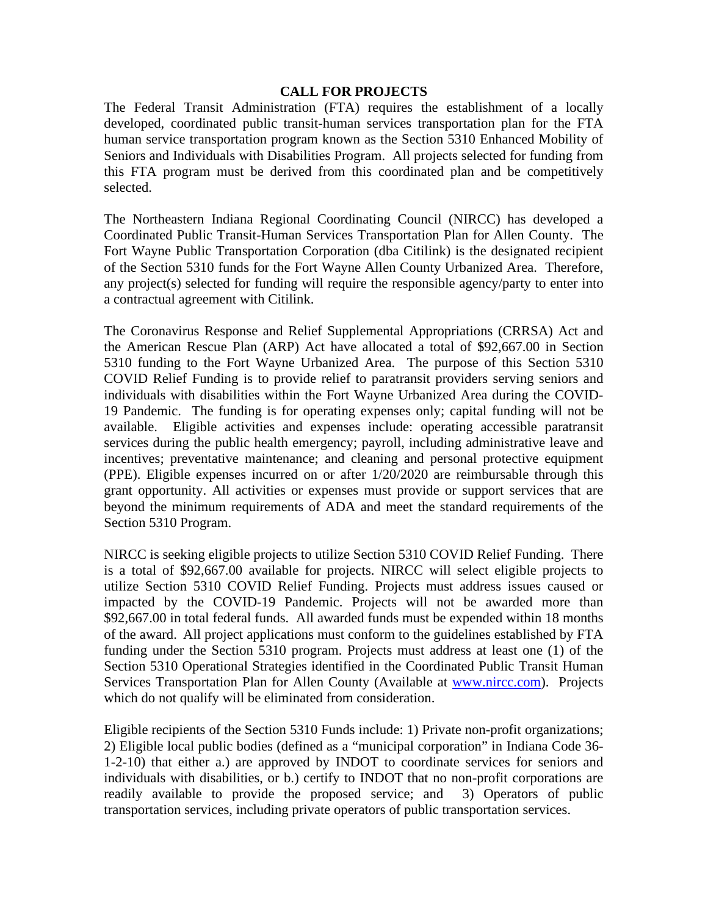# CALL FOR PROJECTS

The Federal Transit Administration (FTA) requires the establishment of a locally developed, coordinated public transit-human services transportation plan for the FTA human service transportation program known as the Section 5310 Enhanced Mobility of Seniors and Individuals with Disabilities Program. All projects selected for funding from this FTA program must be derived from this coordinated plan and be competitively selected.

The Northeastern Indiana Regional Coordinating Council (NIRCC) has developed a Coordinated Public Transit-Human Services Transportation Plan for Allen County. The Fort Wayne Public Transportation Corporation (dba Citilink) is the designated recipient of the Section 5310 funds for the Fort Wayne Allen County Urbanized Area. Therefore, any project(s) selected for funding will require the responsible agency/party to enter into a contractual agreement with Citilink.

The Coronavirus Response and Relief Supplemental Appropriations (CRRSA) Act and the American Rescue Plan (ARP) Act have allocated a total of $92,667.00 in Section 5310 funding to the Fort Wayne Urbanized Area. The purpose of this Section 5310 COVID Relief Funding is to provide relief to paratransit providers serving seniors and individuals with disabilities within the Fort Wayne Urbanized Area during the COVID-19 Pandemic. The funding is for operating expenses only; capital funding will not be available. Eligible activities and expenses include: operating accessible paratransit services during the public health emergency; payroll, including administrative leave and incentives; preventative maintenance; and cleaning and personal protective equipment (PPE). Eligible expenses incurred on or after 1/20/2020 are reimbursable through this grant opportunity. All activities or expenses must provide or support services that are beyond the minimum requirements of ADA and meet the standard requirements of the Section 5310 Program.

NIRCC is seeking eligible projects to utilize Section 5310 COVID Relief Funding. There is a total of $92,667.00 available for projects. NIRCC will select eligible projects to utilize Section 5310 COVID Relief Funding. Projects must address issues caused or impacted by the COVID-19 Pandemic. Projects will not be awarded more than $92,667.00 in total federal funds. All awarded funds must be expended within 18 months of the award. All project applications must conform to the guidelines established by FTA funding under the Section 5310 program. Projects must address at least one (1) of the Section 5310 Operational Strategies identified in the Coordinated Public Transit Human Services Transportation Plan for Allen County (Available at [www.nircc.com](www.nircc.com)). Projects which do not qualify will be eliminated from consideration.

Eligible recipients of the Section 5310 Funds include: 1) Private non-profit organizations; 2) Eligible local public bodies (defined as a "municipal corporation" in Indiana Code 36-1-2-10) that either a.) are approved by INDOT to coordinate services for seniors and individuals with disabilities, or b.) certify to INDOT that no non-profit corporations are readily available to provide the proposed service; and 3) Operators of public transportation services, including private operators of public transportation services.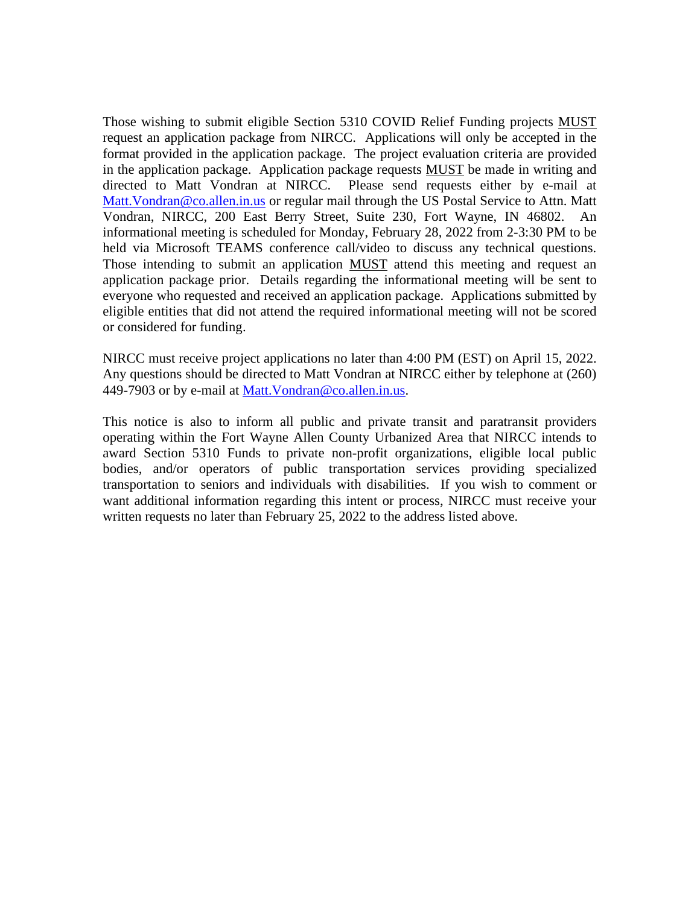Those wishing to submit eligible Section 5310 COVID Relief Funding projects MUST request an application package from NIRCC. Applications will only be accepted in the format provided in the application package. The project evaluation criteria are provided in the application package. Application package requests MUST be made in writing and directed to Matt Vondran at NIRCC. Please send requests either by e-mail at Matt.Vondran@co.allen.in.us or regular mail through the US Postal Service to Attn. Matt Vondran, NIRCC, 200 East Berry Street, Suite 230, Fort Wayne, IN 46802. An informational meeting is scheduled for Monday, February 28, 2022 from 2-3:30 PM to be held via Microsoft TEAMS conference call/video to discuss any technical questions. Those intending to submit an application MUST attend this meeting and request an application package prior. Details regarding the informational meeting will be sent to everyone who requested and received an application package. Applications submitted by eligible entities that did not attend the required informational meeting will not be scored or considered for funding.

NIRCC must receive project applications no later than 4:00 PM (EST) on April 15, 2022. Any questions should be directed to Matt Vondran at NIRCC either by telephone at (260) 449-7903 or by e-mail at Matt.Vondran@co.allen.in.us.

This notice is also to inform all public and private transit and paratransit providers operating within the Fort Wayne Allen County Urbanized Area that NIRCC intends to award Section 5310 Funds to private non-profit organizations, eligible local public bodies, and/or operators of public transportation services providing specialized transportation to seniors and individuals with disabilities. If you wish to comment or want additional information regarding this intent or process, NIRCC must receive your written requests no later than February 25, 2022 to the address listed above.